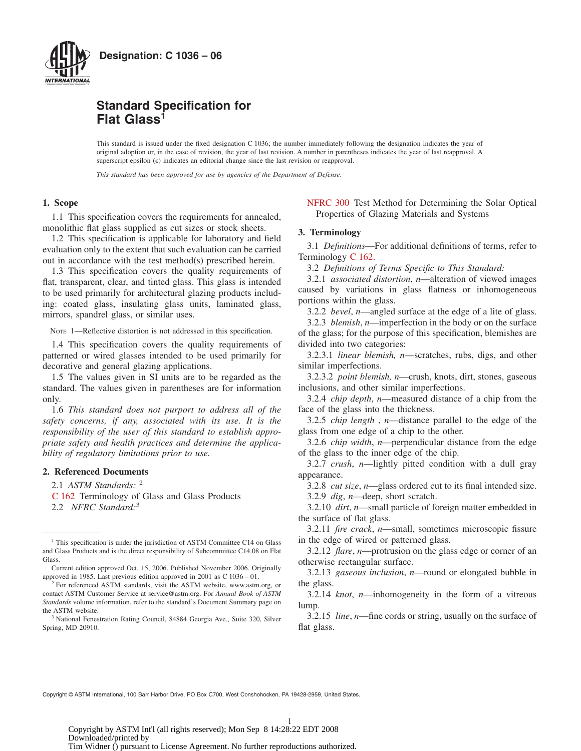Designation: C 1036 – 06

# Standard Specification for Flat Glass[1]

This standard is issued under the fixed designation C 1036; the number immediately following the designation indicates the year of original adoption or, in the case of revision, the year of last revision. A number in parentheses indicates the year of last reapproval. A superscript epsilon (ε) indicates an editorial change since the last revision or reapproval.

*This standard has been approved for use by agencies of the Department of Defense.*

## 1. Scope

1.1 This specification covers the requirements for annealed, monolithic flat glass supplied as cut sizes or stock sheets.

1.2 This specification is applicable for laboratory and field evaluation only to the extent that such evaluation can be carried out in accordance with the test method(s) prescribed herein.

1.3 This specification covers the quality requirements of flat, transparent, clear, and tinted glass. This glass is intended to be used primarily for architectural glazing products including: coated glass, insulating glass units, laminated glass, mirrors, spandrel glass, or similar uses.

NOTE 1—Reflective distortion is not addressed in this specification.

1.4 This specification covers the quality requirements of patterned or wired glasses intended to be used primarily for decorative and general glazing applications.

1.5 The values given in SI units are to be regarded as the standard. The values given in parentheses are for information only.

1.6 *This standard does not purport to address all of the safety concerns, if any, associated with its use. It is the responsibility of the user of this standard to establish appropriate safety and health practices and determine the applicability of regulatory limitations prior to use.*

## 2. Referenced Documents

2.1 *ASTM Standards:* [2]

C 162 Terminology of Glass and Glass Products

2.2 *NFRC Standard:*[3]

NFRC 300 Test Method for Determining the Solar Optical Properties of Glazing Materials and Systems

## 3. Terminology

3.1 *Definitions*—For additional definitions of terms, refer to Terminology C 162.

3.2 *Definitions of Terms Specific to This Standard:*

3.2.1 *associated distortion*, *n*—alteration of viewed images caused by variations in glass flatness or inhomogeneous portions within the glass.

3.2.2 *bevel*, *n*—angled surface at the edge of a lite of glass.

3.2.3 *blemish*, *n*—imperfection in the body or on the surface of the glass; for the purpose of this specification, blemishes are divided into two categories:

3.2.3.1 *linear blemish, n*—scratches, rubs, digs, and other similar imperfections.

3.2.3.2 *point blemish, n*—crush, knots, dirt, stones, gaseous inclusions, and other similar imperfections.

3.2.4 *chip depth*, *n*—measured distance of a chip from the face of the glass into the thickness.

3.2.5 *chip length* , *n*—distance parallel to the edge of the glass from one edge of a chip to the other.

3.2.6 *chip width*, *n*—perpendicular distance from the edge of the glass to the inner edge of the chip.

3.2.7 *crush*, *n*—lightly pitted condition with a dull gray appearance.

3.2.8 *cut size*, *n*—glass ordered cut to its final intended size.

3.2.9 *dig*, *n*—deep, short scratch.

3.2.10 *dirt*, *n*—small particle of foreign matter embedded in the surface of flat glass.

3.2.11 *fire crack*, *n*—small, sometimes microscopic fissure in the edge of wired or patterned glass.

3.2.12 *flare*, *n*—protrusion on the glass edge or corner of an otherwise rectangular surface.

3.2.13 *gaseous inclusion*, *n*—round or elongated bubble in the glass.

3.2.14 *knot*, *n*—inhomogeneity in the form of a vitreous lump.

3.2.15 *line*, *n*—fine cords or string, usually on the surface of flat glass.

---

[1] This specification is under the jurisdiction of ASTM Committee C14 on Glass and Glass Products and is the direct responsibility of Subcommittee C14.08 on Flat Glass.

Current edition approved Oct. 15, 2006. Published November 2006. Originally approved in 1985. Last previous edition approved in 2001 as C 1036 – 01.

[2] For referenced ASTM standards, visit the ASTM website, www.astm.org, or contact ASTM Customer Service at service@astm.org. For *Annual Book of ASTM Standards* volume information, refer to the standard's Document Summary page on the ASTM website.

[3] National Fenestration Rating Council, 84884 Georgia Ave., Suite 320, Silver Spring, MD 20910.

Copyright © ASTM International, 100 Barr Harbor Drive, PO Box C700, West Conshohocken, PA 19428-2959, United States.

Copyright by ASTM Int'l (all rights reserved); Mon Sep 8 14:28:22 EDT 2008
Downloaded/printed by
Tim Widner () pursuant to License Agreement. No further reproductions authorized.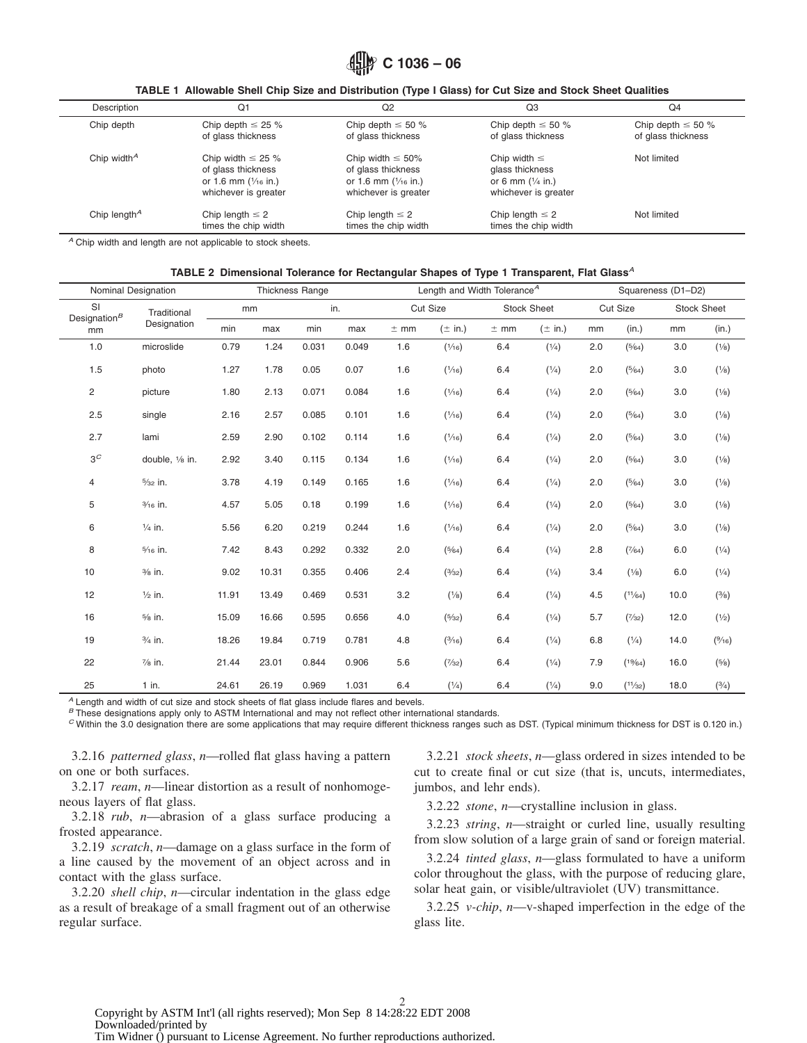**TABLE 1 Allowable Shell Chip Size and Distribution (Type I Glass) for Cut Size and Stock Sheet Qualities**

| Description | Q1 | Q2 | Q3 | Q4 |
|---|---|---|---|---|
| Chip depth | Chip depth ≤ 25 % of glass thickness | Chip depth ≤ 50 % of glass thickness | Chip depth ≤ 50 % of glass thickness | Chip depth ≤ 50 % of glass thickness |
| Chip width[A] | Chip width ≤ 25 % of glass thickness or 1.6 mm (1⁄16 in.) whichever is greater | Chip width ≤ 50% of glass thickness or 1.6 mm (1⁄16 in.) whichever is greater | Chip width ≤ glass thickness or 6 mm (1⁄4 in.) whichever is greater | Not limited |
| Chip length[A] | Chip length ≤ 2 times the chip width | Chip length ≤ 2 times the chip width | Chip length ≤ 2 times the chip width | Not limited |

[A] Chip width and length are not applicable to stock sheets.

**TABLE 2 Dimensional Tolerance for Rectangular Shapes of Type 1 Transparent, Flat Glass[A]**

| Nominal Designation | | Thickness Range | | | | Length and Width Tolerance[A] | | | | Squareness (D1–D2) | | | |
|---|---|---|---|---|---|---|---|---|---|---|---|---|---|
| SI Designation[B] mm | Traditional Designation | mm | | in. | | Cut Size | | Stock Sheet | | Cut Size | | Stock Sheet | |
| | | min | max | min | max | ± mm | (± in.) | ± mm | (± in.) | mm | (in.) | mm | (in.) |
| 1.0 | microslide | 0.79 | 1.24 | 0.031 | 0.049 | 1.6 | (1⁄16) | 6.4 | (1⁄4) | 2.0 | (5⁄64) | 3.0 | (1⁄8) |
| 1.5 | photo | 1.27 | 1.78 | 0.05 | 0.07 | 1.6 | (1⁄16) | 6.4 | (1⁄4) | 2.0 | (5⁄64) | 3.0 | (1⁄8) |
| 2 | picture | 1.80 | 2.13 | 0.071 | 0.084 | 1.6 | (1⁄16) | 6.4 | (1⁄4) | 2.0 | (5⁄64) | 3.0 | (1⁄8) |
| 2.5 | single | 2.16 | 2.57 | 0.085 | 0.101 | 1.6 | (1⁄16) | 6.4 | (1⁄4) | 2.0 | (5⁄64) | 3.0 | (1⁄8) |
| 2.7 | lami | 2.59 | 2.90 | 0.102 | 0.114 | 1.6 | (1⁄16) | 6.4 | (1⁄4) | 2.0 | (5⁄64) | 3.0 | (1⁄8) |
| 3[C] | double, 1⁄8 in. | 2.92 | 3.40 | 0.115 | 0.134 | 1.6 | (1⁄16) | 6.4 | (1⁄4) | 2.0 | (5⁄64) | 3.0 | (1⁄8) |
| 4 | 5⁄32 in. | 3.78 | 4.19 | 0.149 | 0.165 | 1.6 | (1⁄16) | 6.4 | (1⁄4) | 2.0 | (5⁄64) | 3.0 | (1⁄8) |
| 5 | 3⁄16 in. | 4.57 | 5.05 | 0.18 | 0.199 | 1.6 | (1⁄16) | 6.4 | (1⁄4) | 2.0 | (5⁄64) | 3.0 | (1⁄8) |
| 6 | 1⁄4 in. | 5.56 | 6.20 | 0.219 | 0.244 | 1.6 | (1⁄16) | 6.4 | (1⁄4) | 2.0 | (5⁄64) | 3.0 | (1⁄8) |
| 8 | 5⁄16 in. | 7.42 | 8.43 | 0.292 | 0.332 | 2.0 | (5⁄64) | 6.4 | (1⁄4) | 2.8 | (7⁄64) | 6.0 | (1⁄4) |
| 10 | 3⁄8 in. | 9.02 | 10.31 | 0.355 | 0.406 | 2.4 | (3⁄32) | 6.4 | (1⁄4) | 3.4 | (1⁄8) | 6.0 | (1⁄4) |
| 12 | 1⁄2 in. | 11.91 | 13.49 | 0.469 | 0.531 | 3.2 | (1⁄8) | 6.4 | (1⁄4) | 4.5 | (11⁄64) | 10.0 | (3⁄8) |
| 16 | 5⁄8 in. | 15.09 | 16.66 | 0.595 | 0.656 | 4.0 | (5⁄32) | 6.4 | (1⁄4) | 5.7 | (7⁄32) | 12.0 | (1⁄2) |
| 19 | 3⁄4 in. | 18.26 | 19.84 | 0.719 | 0.781 | 4.8 | (3⁄16) | 6.4 | (1⁄4) | 6.8 | (1⁄4) | 14.0 | (9⁄16) |
| 22 | 7⁄8 in. | 21.44 | 23.01 | 0.844 | 0.906 | 5.6 | (7⁄32) | 6.4 | (1⁄4) | 7.9 | (19⁄64) | 16.0 | (5⁄8) |
| 25 | 1 in. | 24.61 | 26.19 | 0.969 | 1.031 | 6.4 | (1⁄4) | 6.4 | (1⁄4) | 9.0 | (11⁄32) | 18.0 | (3⁄4) |

[A] Length and width of cut size and stock sheets of flat glass include flares and bevels.
[B] These designations apply only to ASTM International and may not reflect other international standards.
[C] Within the 3.0 designation there are some applications that may require different thickness ranges such as DST. (Typical minimum thickness for DST is 0.120 in.)

3.2.16 *patterned glass*, *n*—rolled flat glass having a pattern on one or both surfaces.

3.2.17 *ream*, *n*—linear distortion as a result of nonhomogeneous layers of flat glass.

3.2.18 *rub*, *n*—abrasion of a glass surface producing a frosted appearance.

3.2.19 *scratch*, *n*—damage on a glass surface in the form of a line caused by the movement of an object across and in contact with the glass surface.

3.2.20 *shell chip*, *n*—circular indentation in the glass edge as a result of breakage of a small fragment out of an otherwise regular surface.

3.2.21 *stock sheets*, *n*—glass ordered in sizes intended to be cut to create final or cut size (that is, uncuts, intermediates, jumbos, and lehr ends).

3.2.22 *stone*, *n*—crystalline inclusion in glass.

3.2.23 *string*, *n*—straight or curled line, usually resulting from slow solution of a large grain of sand or foreign material.

3.2.24 *tinted glass*, *n*—glass formulated to have a uniform color throughout the glass, with the purpose of reducing glare, solar heat gain, or visible/ultraviolet (UV) transmittance.

3.2.25 *v-chip*, *n*—v-shaped imperfection in the edge of the glass lite.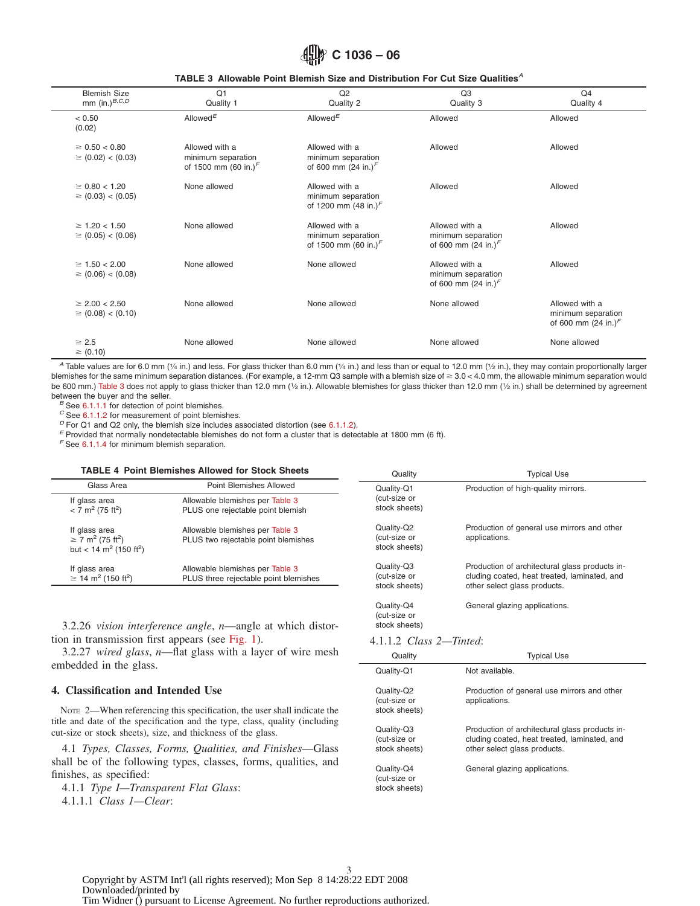**TABLE 3 Allowable Point Blemish Size and Distribution For Cut Size Qualities**[A]

| Blemish Size mm (in.)[B,C,D] | Q1 Quality 1 | Q2 Quality 2 | Q3 Quality 3 | Q4 Quality 4 |
|---|---|---|---|---|
| < 0.50 (0.02) | Allowed[E] | Allowed[E] | Allowed | Allowed |
| ≥ 0.50 < 0.80 ≥ (0.02) < (0.03) | Allowed with a minimum separation of 1500 mm (60 in.)[F] | Allowed with a minimum separation of 600 mm (24 in.)[F] | Allowed | Allowed |
| ≥ 0.80 < 1.20 ≥ (0.03) < (0.05) | None allowed | Allowed with a minimum separation of 1200 mm (48 in.)[F] | Allowed | Allowed |
| ≥ 1.20 < 1.50 ≥ (0.05) < (0.06) | None allowed | Allowed with a minimum separation of 1500 mm (60 in.)[F] | Allowed with a minimum separation of 600 mm (24 in.)[F] | Allowed |
| ≥ 1.50 < 2.00 ≥ (0.06) < (0.08) | None allowed | None allowed | Allowed with a minimum separation of 600 mm (24 in.)[F] | Allowed |
| ≥ 2.00 < 2.50 ≥ (0.08) < (0.10) | None allowed | None allowed | None allowed | Allowed with a minimum separation of 600 mm (24 in.)[F] |
| ≥ 2.5 ≥ (0.10) | None allowed | None allowed | None allowed | None allowed |

[A] Table values are for 6.0 mm (¼ in.) and less. For glass thicker than 6.0 mm (¼ in.) and less than or equal to 12.0 mm (½ in.), they may contain proportionally larger blemishes for the same minimum separation distances. (For example, a 12-mm Q3 sample with a blemish size of ≥ 3.0 < 4.0 mm, the allowable minimum separation would be 600 mm.) Table 3 does not apply to glass thicker than 12.0 mm (½ in.). Allowable blemishes for glass thicker than 12.0 mm (½ in.) shall be determined by agreement between the buyer and the seller.

[B] See 6.1.1.1 for detection of point blemishes.

[C] See 6.1.1.2 for measurement of point blemishes.

[D] For Q1 and Q2 only, the blemish size includes associated distortion (see 6.1.1.2).

[E] Provided that normally nondetectable blemishes do not form a cluster that is detectable at 1800 mm (6 ft).

[F] See 6.1.1.4 for minimum blemish separation.

**TABLE 4 Point Blemishes Allowed for Stock Sheets**

| Glass Area | Point Blemishes Allowed |
|---|---|
| If glass area < 7 $m^2$ (75 $ft^2$) | Allowable blemishes per Table 3 PLUS one rejectable point blemish |
| If glass area ≥ 7 $m^2$ (75 $ft^2$) but < 14 $m^2$ (150 $ft^2$) | Allowable blemishes per Table 3 PLUS two rejectable point blemishes |
| If glass area ≥ 14 $m^2$ (150 $ft^2$) | Allowable blemishes per Table 3 PLUS three rejectable point blemishes |

3.2.26 *vision interference angle*, *n*—angle at which distortion in transmission first appears (see Fig. 1).

3.2.27 *wired glass*, *n*—flat glass with a layer of wire mesh embedded in the glass.

## 4. Classification and Intended Use

NOTE 2—When referencing this specification, the user shall indicate the title and date of the specification and the type, class, quality (including cut-size or stock sheets), size, and thickness of the glass.

4.1 *Types, Classes, Forms, Qualities, and Finishes*—Glass shall be of the following types, classes, forms, qualities, and finishes, as specified:

4.1.1 *Type I—Transparent Flat Glass*:

4.1.1.1 *Class 1—Clear*:

| Quality | Typical Use |
|---|---|
| Quality-Q1 (cut-size or stock sheets) | Production of high-quality mirrors. |
| Quality-Q2 (cut-size or stock sheets) | Production of general use mirrors and other applications. |
| Quality-Q3 (cut-size or stock sheets) | Production of architectural glass products including coated, heat treated, laminated, and other select glass products. |
| Quality-Q4 (cut-size or stock sheets) | General glazing applications. |

4.1.1.2 *Class 2—Tinted*:

| Quality | Typical Use |
|---|---|
| Quality-Q1 | Not available. |
| Quality-Q2 (cut-size or stock sheets) | Production of general use mirrors and other applications. |
| Quality-Q3 (cut-size or stock sheets) | Production of architectural glass products including coated, heat treated, laminated, and other select glass products. |
| Quality-Q4 (cut-size or stock sheets) | General glazing applications. |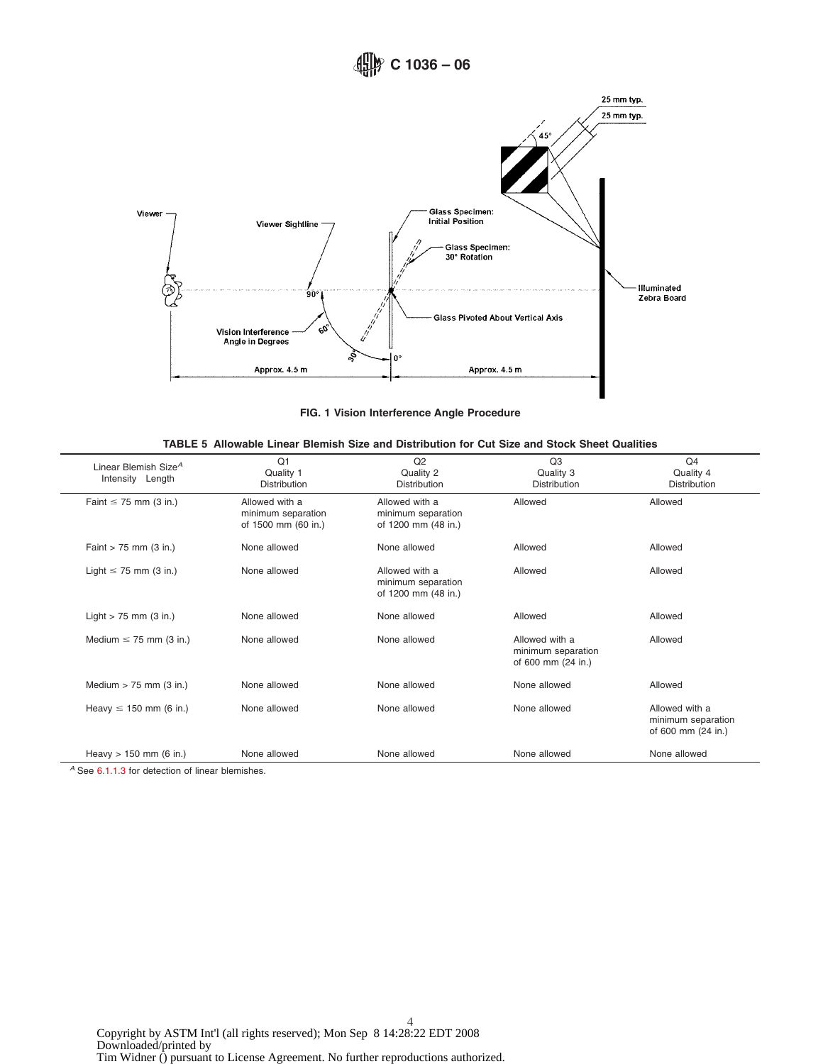FIG. 1 Vision Interference Angle Procedure

**TABLE 5 Allowable Linear Blemish Size and Distribution for Cut Size and Stock Sheet Qualities**

| Linear Blemish Size[A] Intensity Length | Q1 Quality 1 Distribution | Q2 Quality 2 Distribution | Q3 Quality 3 Distribution | Q4 Quality 4 Distribution |
|---|---|---|---|---|
| Faint ≤ 75 mm (3 in.) | Allowed with a minimum separation of 1500 mm (60 in.) | Allowed with a minimum separation of 1200 mm (48 in.) | Allowed | Allowed |
| Faint > 75 mm (3 in.) | None allowed | None allowed | Allowed | Allowed |
| Light ≤ 75 mm (3 in.) | None allowed | Allowed with a minimum separation of 1200 mm (48 in.) | Allowed | Allowed |
| Light > 75 mm (3 in.) | None allowed | None allowed | Allowed | Allowed |
| Medium ≤ 75 mm (3 in.) | None allowed | None allowed | Allowed with a minimum separation of 600 mm (24 in.) | Allowed |
| Medium > 75 mm (3 in.) | None allowed | None allowed | None allowed | Allowed |
| Heavy ≤ 150 mm (6 in.) | None allowed | None allowed | None allowed | Allowed with a minimum separation of 600 mm (24 in.) |
| Heavy > 150 mm (6 in.) | None allowed | None allowed | None allowed | None allowed |

[A] See 6.1.1.3 for detection of linear blemishes.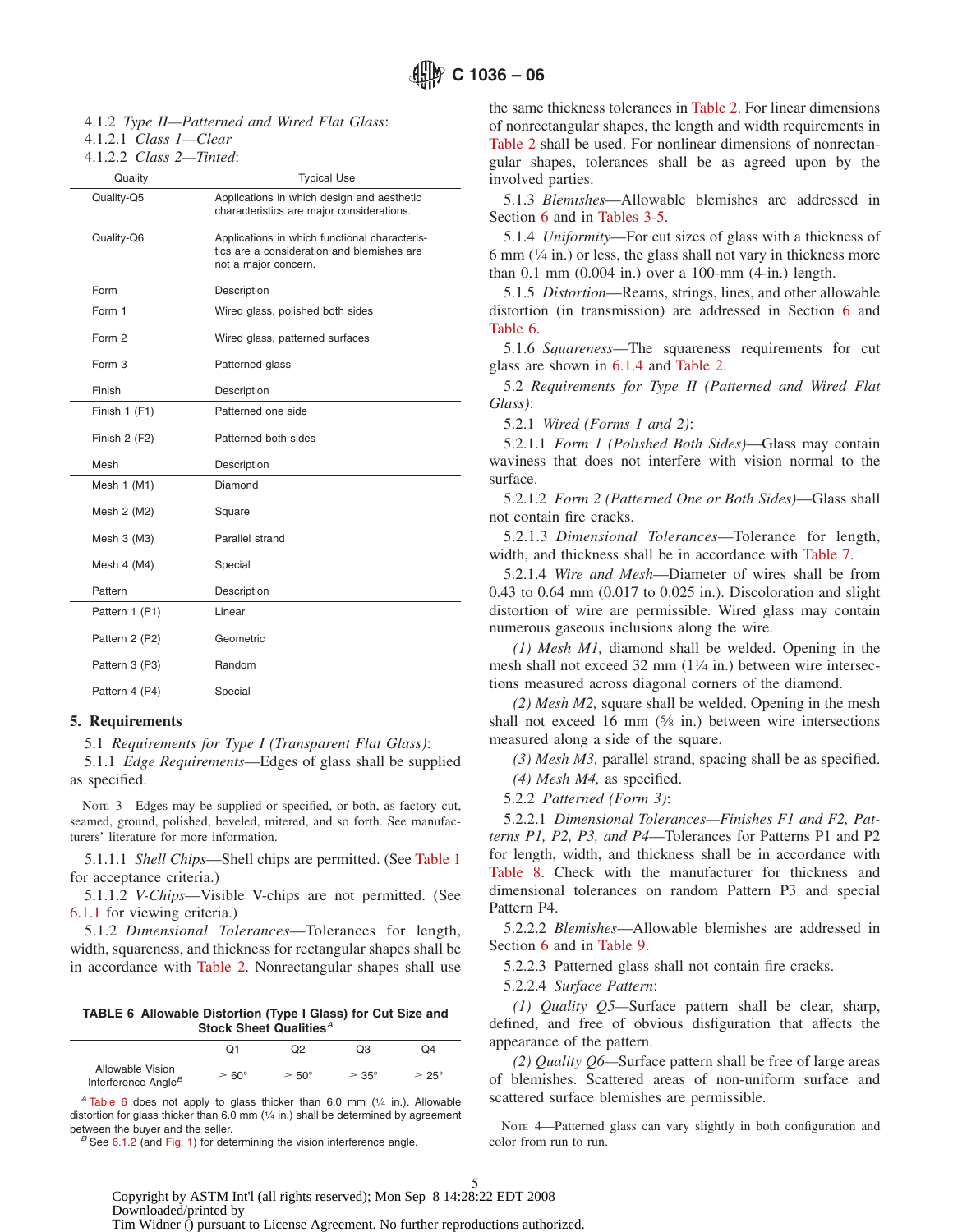4.1.2 *Type II—Patterned and Wired Flat Glass*:

4.1.2.1 *Class 1—Clear*

4.1.2.2 *Class 2—Tinted*:

| Quality | Typical Use |
|---|---|
| Quality-Q5 | Applications in which design and aesthetic characteristics are major considerations. |
| Quality-Q6 | Applications in which functional characteristics are a consideration and blemishes are not a major concern. |

| Form | Description |
|---|---|
| Form 1 | Wired glass, polished both sides |
| Form 2 | Wired glass, patterned surfaces |
| Form 3 | Patterned glass |

| Finish | Description |
|---|---|
| Finish 1 (F1) | Patterned one side |
| Finish 2 (F2) | Patterned both sides |

| Mesh | Description |
|---|---|
| Mesh 1 (M1) | Diamond |
| Mesh 2 (M2) | Square |
| Mesh 3 (M3) | Parallel strand |
| Mesh 4 (M4) | Special |

| Pattern | Description |
|---|---|
| Pattern 1 (P1) | Linear |
| Pattern 2 (P2) | Geometric |
| Pattern 3 (P3) | Random |
| Pattern 4 (P4) | Special |

## 5. Requirements

5.1 *Requirements for Type I (Transparent Flat Glass)*:

5.1.1 *Edge Requirements*—Edges of glass shall be supplied as specified.

NOTE 3—Edges may be supplied or specified, or both, as factory cut, seamed, ground, polished, beveled, mitered, and so forth. See manufacturers' literature for more information.

5.1.1.1 *Shell Chips*—Shell chips are permitted. (See Table 1 for acceptance criteria.)

5.1.1.2 *V-Chips*—Visible V-chips are not permitted. (See 6.1.1 for viewing criteria.)

5.1.2 *Dimensional Tolerances*—Tolerances for length, width, squareness, and thickness for rectangular shapes shall be in accordance with Table 2. Nonrectangular shapes shall use the same thickness tolerances in Table 2. For linear dimensions of nonrectangular shapes, the length and width requirements in Table 2 shall be used. For nonlinear dimensions of nonrectangular shapes, tolerances shall be as agreed upon by the involved parties.

5.1.3 *Blemishes*—Allowable blemishes are addressed in Section 6 and in Tables 3-5.

5.1.4 *Uniformity*—For cut sizes of glass with a thickness of 6 mm (¼ in.) or less, the glass shall not vary in thickness more than 0.1 mm (0.004 in.) over a 100-mm (4-in.) length.

5.1.5 *Distortion*—Reams, strings, lines, and other allowable distortion (in transmission) are addressed in Section 6 and Table 6.

5.1.6 *Squareness*—The squareness requirements for cut glass are shown in 6.1.4 and Table 2.

5.2 *Requirements for Type II (Patterned and Wired Flat Glass)*:

5.2.1 *Wired (Forms 1 and 2)*:

5.2.1.1 *Form 1 (Polished Both Sides)*—Glass may contain waviness that does not interfere with vision normal to the surface.

5.2.1.2 *Form 2 (Patterned One or Both Sides)*—Glass shall not contain fire cracks.

5.2.1.3 *Dimensional Tolerances*—Tolerance for length, width, and thickness shall be in accordance with Table 7.

5.2.1.4 *Wire and Mesh*—Diameter of wires shall be from 0.43 to 0.64 mm (0.017 to 0.025 in.). Discoloration and slight distortion of wire are permissible. Wired glass may contain numerous gaseous inclusions along the wire.

*(1) Mesh M1,* diamond shall be welded. Opening in the mesh shall not exceed 32 mm (1¼ in.) between wire intersections measured across diagonal corners of the diamond.

*(2) Mesh M2,* square shall be welded. Opening in the mesh shall not exceed 16 mm (⅝ in.) between wire intersections measured along a side of the square.

*(3) Mesh M3,* parallel strand, spacing shall be as specified.

*(4) Mesh M4,* as specified.

5.2.2 *Patterned (Form 3)*:

5.2.2.1 *Dimensional Tolerances—Finishes F1 and F2, Patterns P1, P2, P3, and P4*—Tolerances for Patterns P1 and P2 for length, width, and thickness shall be in accordance with Table 8. Check with the manufacturer for thickness and dimensional tolerances on random Pattern P3 and special Pattern P4.

5.2.2.2 *Blemishes*—Allowable blemishes are addressed in Section 6 and in Table 9.

5.2.2.3 Patterned glass shall not contain fire cracks.

5.2.2.4 *Surface Pattern*:

*(1) Quality Q5*—Surface pattern shall be clear, sharp, defined, and free of obvious disfiguration that affects the appearance of the pattern.

*(2) Quality Q6*—Surface pattern shall be free of large areas of blemishes. Scattered areas of non-uniform surface and scattered surface blemishes are permissible.

NOTE 4—Patterned glass can vary slightly in both configuration and color from run to run.

**TABLE 6 Allowable Distortion (Type I Glass) for Cut Size and Stock Sheet Qualities[A]**

| | Q1 | Q2 | Q3 | Q4 |
|---|---|---|---|---|
| Allowable Vision Interference Angle[B] | ≥ 60° | ≥ 50° | ≥ 35° | ≥ 25° |

[A] Table 6 does not apply to glass thicker than 6.0 mm (¼ in.). Allowable distortion for glass thicker than 6.0 mm (¼ in.) shall be determined by agreement between the buyer and the seller.

[B] See 6.1.2 (and Fig. 1) for determining the vision interference angle.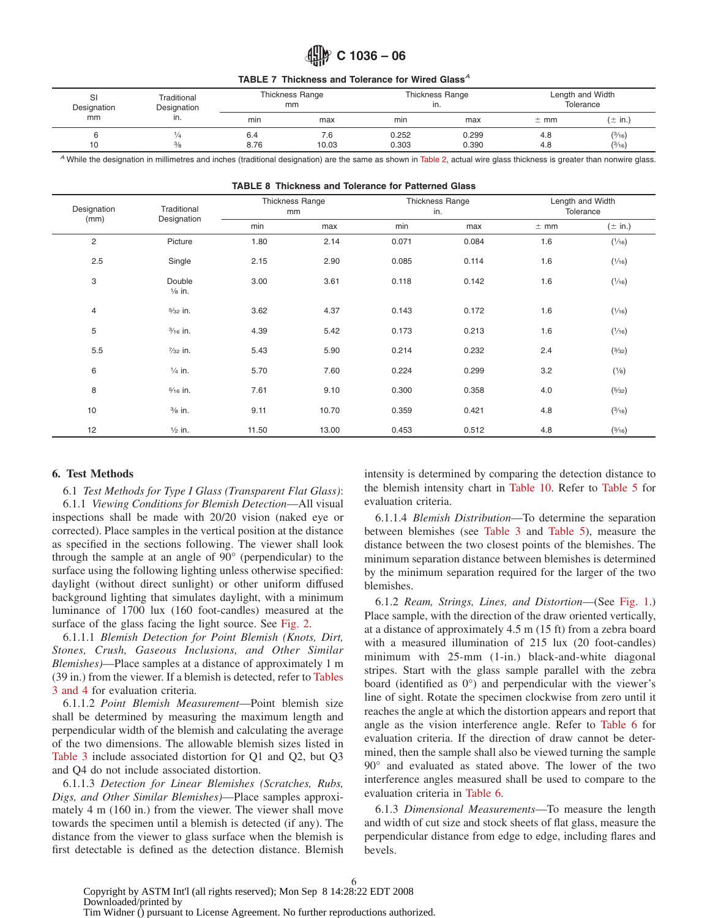TABLE 7 Thickness and Tolerance for Wired Glass[A]

| SI Designation mm | Traditional Designation in. | Thickness Range mm | | Thickness Range in. | | Length and Width Tolerance | |
|---|---|---|---|---|---|---|---|
| | | min | max | min | max | ± mm | (± in.) |
| 6 | ¼ | 6.4 | 7.6 | 0.252 | 0.299 | 4.8 | (3⁄16) |
| 10 | ⅜ | 8.76 | 10.03 | 0.303 | 0.390 | 4.8 | (3⁄16) |

[A] While the designation in millimetres and inches (traditional designation) are the same as shown in Table 2, actual wire glass thickness is greater than nonwire glass.

TABLE 8 Thickness and Tolerance for Patterned Glass

| Designation (mm) | Traditional Designation | Thickness Range mm | | Thickness Range in. | | Length and Width Tolerance | |
|---|---|---|---|---|---|---|---|
| | | min | max | min | max | ± mm | (± in.) |
| 2 | Picture | 1.80 | 2.14 | 0.071 | 0.084 | 1.6 | (1⁄16) |
| 2.5 | Single | 2.15 | 2.90 | 0.085 | 0.114 | 1.6 | (1⁄16) |
| 3 | Double ⅛ in. | 3.00 | 3.61 | 0.118 | 0.142 | 1.6 | (1⁄16) |
| 4 | 5⁄32 in. | 3.62 | 4.37 | 0.143 | 0.172 | 1.6 | (1⁄16) |
| 5 | 3⁄16 in. | 4.39 | 5.42 | 0.173 | 0.213 | 1.6 | (1⁄16) |
| 5.5 | 7⁄32 in. | 5.43 | 5.90 | 0.214 | 0.232 | 2.4 | (3⁄32) |
| 6 | ¼ in. | 5.70 | 7.60 | 0.224 | 0.299 | 3.2 | (⅛) |
| 8 | 5⁄16 in. | 7.61 | 9.10 | 0.300 | 0.358 | 4.0 | (5⁄32) |
| 10 | ⅜ in. | 9.11 | 10.70 | 0.359 | 0.421 | 4.8 | (3⁄16) |
| 12 | ½ in. | 11.50 | 13.00 | 0.453 | 0.512 | 4.8 | (3⁄16) |

## 6. Test Methods

6.1 *Test Methods for Type I Glass (Transparent Flat Glass)*:

6.1.1 *Viewing Conditions for Blemish Detection*—All visual inspections shall be made with 20/20 vision (naked eye or corrected). Place samples in the vertical position at the distance as specified in the sections following. The viewer shall look through the sample at an angle of 90° (perpendicular) to the surface using the following lighting unless otherwise specified: daylight (without direct sunlight) or other uniform diffused background lighting that simulates daylight, with a minimum luminance of 1700 lux (160 foot-candles) measured at the surface of the glass facing the light source. See Fig. 2.

6.1.1.1 *Blemish Detection for Point Blemish (Knots, Dirt, Stones, Crush, Gaseous Inclusions, and Other Similar Blemishes)*—Place samples at a distance of approximately 1 m (39 in.) from the viewer. If a blemish is detected, refer to Tables 3 and 4 for evaluation criteria.

6.1.1.2 *Point Blemish Measurement*—Point blemish size shall be determined by measuring the maximum length and perpendicular width of the blemish and calculating the average of the two dimensions. The allowable blemish sizes listed in Table 3 include associated distortion for Q1 and Q2, but Q3 and Q4 do not include associated distortion.

6.1.1.3 *Detection for Linear Blemishes (Scratches, Rubs, Digs, and Other Similar Blemishes)*—Place samples approximately 4 m (160 in.) from the viewer. The viewer shall move towards the specimen until a blemish is detected (if any). The distance from the viewer to glass surface when the blemish is first detectable is defined as the detection distance. Blemish intensity is determined by comparing the detection distance to the blemish intensity chart in Table 10. Refer to Table 5 for evaluation criteria.

6.1.1.4 *Blemish Distribution*—To determine the separation between blemishes (see Table 3 and Table 5), measure the distance between the two closest points of the blemishes. The minimum separation distance between blemishes is determined by the minimum separation required for the larger of the two blemishes.

6.1.2 *Ream, Strings, Lines, and Distortion*—(See Fig. 1.) Place sample, with the direction of the draw oriented vertically, at a distance of approximately 4.5 m (15 ft) from a zebra board with a measured illumination of 215 lux (20 foot-candles) minimum with 25-mm (1-in.) black-and-white diagonal stripes. Start with the glass sample parallel with the zebra board (identified as 0°) and perpendicular with the viewer's line of sight. Rotate the specimen clockwise from zero until it reaches the angle at which the distortion appears and report that angle as the vision interference angle. Refer to Table 6 for evaluation criteria. If the direction of draw cannot be determined, then the sample shall also be viewed turning the sample 90° and evaluated as stated above. The lower of the two interference angles measured shall be used to compare to the evaluation criteria in Table 6.

6.1.3 *Dimensional Measurements*—To measure the length and width of cut size and stock sheets of flat glass, measure the perpendicular distance from edge to edge, including flares and bevels.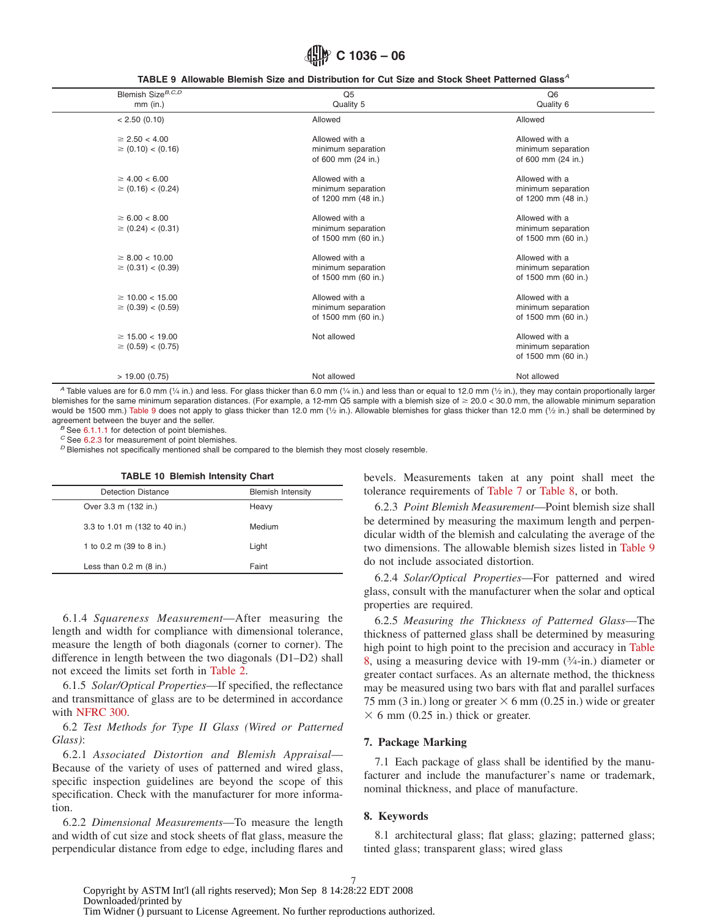**TABLE 9 Allowable Blemish Size and Distribution for Cut Size and Stock Sheet Patterned Glass[A]**

| Blemish Size[B,C,D] mm (in.) | Q5 Quality 5 | Q6 Quality 6 |
|---|---|---|
| < 2.50 (0.10) | Allowed | Allowed |
| ≥ 2.50 < 4.00 ≥ (0.10) < (0.16) | Allowed with a minimum separation of 600 mm (24 in.) | Allowed with a minimum separation of 600 mm (24 in.) |
| ≥ 4.00 < 6.00 ≥ (0.16) < (0.24) | Allowed with a minimum separation of 1200 mm (48 in.) | Allowed with a minimum separation of 1200 mm (48 in.) |
| ≥ 6.00 < 8.00 ≥ (0.24) < (0.31) | Allowed with a minimum separation of 1500 mm (60 in.) | Allowed with a minimum separation of 1500 mm (60 in.) |
| ≥ 8.00 < 10.00 ≥ (0.31) < (0.39) | Allowed with a minimum separation of 1500 mm (60 in.) | Allowed with a minimum separation of 1500 mm (60 in.) |
| ≥ 10.00 < 15.00 ≥ (0.39) < (0.59) | Allowed with a minimum separation of 1500 mm (60 in.) | Allowed with a minimum separation of 1500 mm (60 in.) |
| ≥ 15.00 < 19.00 ≥ (0.59) < (0.75) | Not allowed | Allowed with a minimum separation of 1500 mm (60 in.) |
| > 19.00 (0.75) | Not allowed | Not allowed |

[A] Table values are for 6.0 mm (¼ in.) and less. For glass thicker than 6.0 mm (¼ in.) and less than or equal to 12.0 mm (½ in.), they may contain proportionally larger blemishes for the same minimum separation distances. (For example, a 12-mm Q5 sample with a blemish size of ≥ 20.0 < 30.0 mm, the allowable minimum separation would be 1500 mm.) Table 9 does not apply to glass thicker than 12.0 mm (½ in.). Allowable blemishes for glass thicker than 12.0 mm (½ in.) shall be determined by agreement between the buyer and the seller.

[B] See 6.1.1.1 for detection of point blemishes.

[C] See 6.2.3 for measurement of point blemishes.

[D] Blemishes not specifically mentioned shall be compared to the blemish they most closely resemble.

**TABLE 10 Blemish Intensity Chart**

| Detection Distance | Blemish Intensity |
|---|---|
| Over 3.3 m (132 in.) | Heavy |
| 3.3 to 1.01 m (132 to 40 in.) | Medium |
| 1 to 0.2 m (39 to 8 in.) | Light |
| Less than 0.2 m (8 in.) | Faint |

6.1.4 *Squareness Measurement*—After measuring the length and width for compliance with dimensional tolerance, measure the length of both diagonals (corner to corner). The difference in length between the two diagonals (D1–D2) shall not exceed the limits set forth in Table 2.

6.1.5 *Solar/Optical Properties*—If specified, the reflectance and transmittance of glass are to be determined in accordance with NFRC 300.

6.2 *Test Methods for Type II Glass (Wired or Patterned Glass)*:

6.2.1 *Associated Distortion and Blemish Appraisal*—Because of the variety of uses of patterned and wired glass, specific inspection guidelines are beyond the scope of this specification. Check with the manufacturer for more information.

6.2.2 *Dimensional Measurements*—To measure the length and width of cut size and stock sheets of flat glass, measure the perpendicular distance from edge to edge, including flares and bevels. Measurements taken at any point shall meet the tolerance requirements of Table 7 or Table 8, or both.

6.2.3 *Point Blemish Measurement*—Point blemish size shall be determined by measuring the maximum length and perpendicular width of the blemish and calculating the average of the two dimensions. The allowable blemish sizes listed in Table 9 do not include associated distortion.

6.2.4 *Solar/Optical Properties*—For patterned and wired glass, consult with the manufacturer when the solar and optical properties are required.

6.2.5 *Measuring the Thickness of Patterned Glass*—The thickness of patterned glass shall be determined by measuring high point to high point to the precision and accuracy in Table 8, using a measuring device with 19-mm (¾-in.) diameter or greater contact surfaces. As an alternate method, the thickness may be measured using two bars with flat and parallel surfaces 75 mm (3 in.) long or greater × 6 mm (0.25 in.) wide or greater × 6 mm (0.25 in.) thick or greater.

## 7. Package Marking

7.1 Each package of glass shall be identified by the manufacturer and include the manufacturer's name or trademark, nominal thickness, and place of manufacture.

## 8. Keywords

8.1 architectural glass; flat glass; glazing; patterned glass; tinted glass; transparent glass; wired glass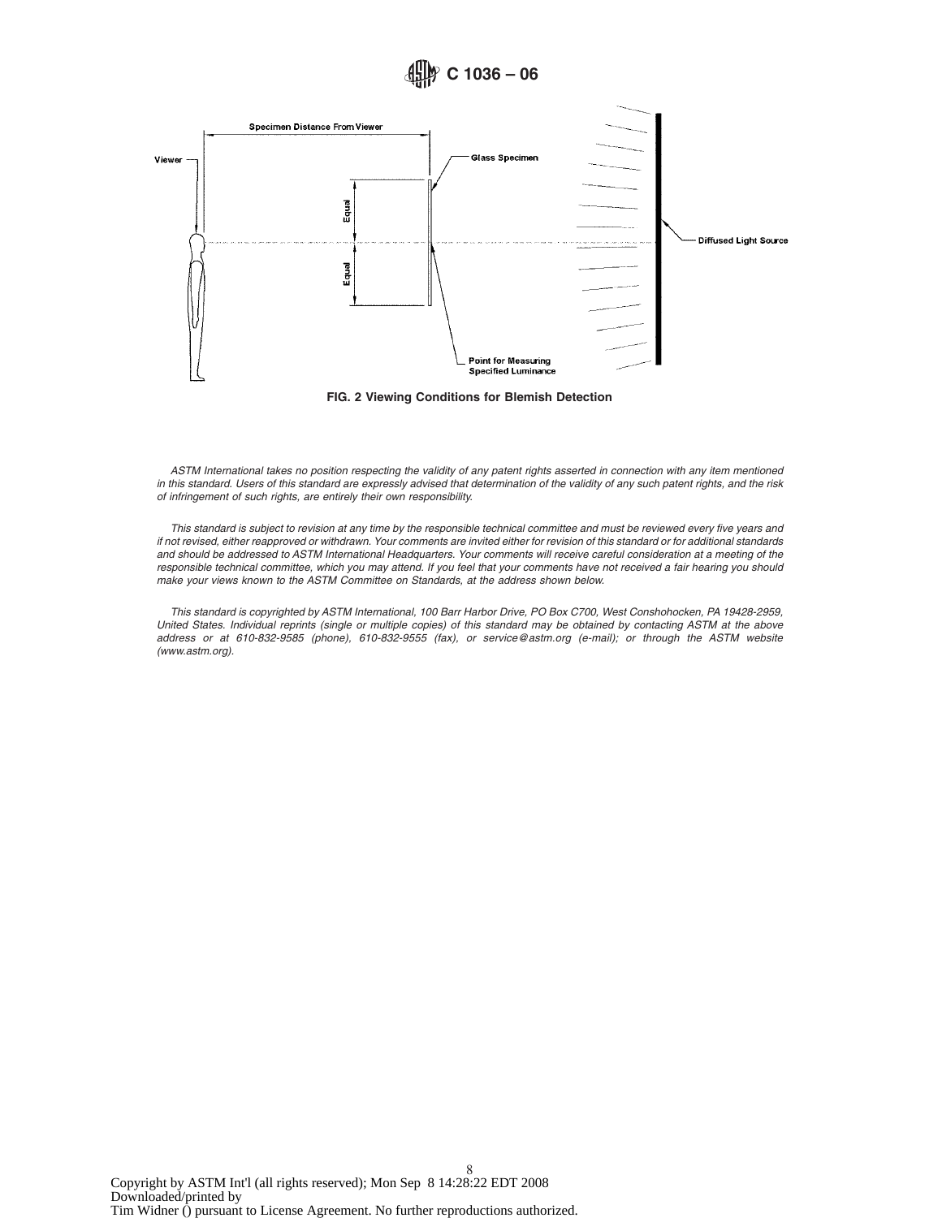Specimen Distance From Viewer

Viewer

Glass Specimen

Equal

Equal

Diffused Light Source

Point for Measuring Specified Luminance

**FIG. 2 Viewing Conditions for Blemish Detection**

*ASTM International takes no position respecting the validity of any patent rights asserted in connection with any item mentioned in this standard. Users of this standard are expressly advised that determination of the validity of any such patent rights, and the risk of infringement of such rights, are entirely their own responsibility.*

*This standard is subject to revision at any time by the responsible technical committee and must be reviewed every five years and if not revised, either reapproved or withdrawn. Your comments are invited either for revision of this standard or for additional standards and should be addressed to ASTM International Headquarters. Your comments will receive careful consideration at a meeting of the responsible technical committee, which you may attend. If you feel that your comments have not received a fair hearing you should make your views known to the ASTM Committee on Standards, at the address shown below.*

*This standard is copyrighted by ASTM International, 100 Barr Harbor Drive, PO Box C700, West Conshohocken, PA 19428-2959, United States. Individual reprints (single or multiple copies) of this standard may be obtained by contacting ASTM at the above address or at 610-832-9585 (phone), 610-832-9555 (fax), or service@astm.org (e-mail); or through the ASTM website (www.astm.org).*